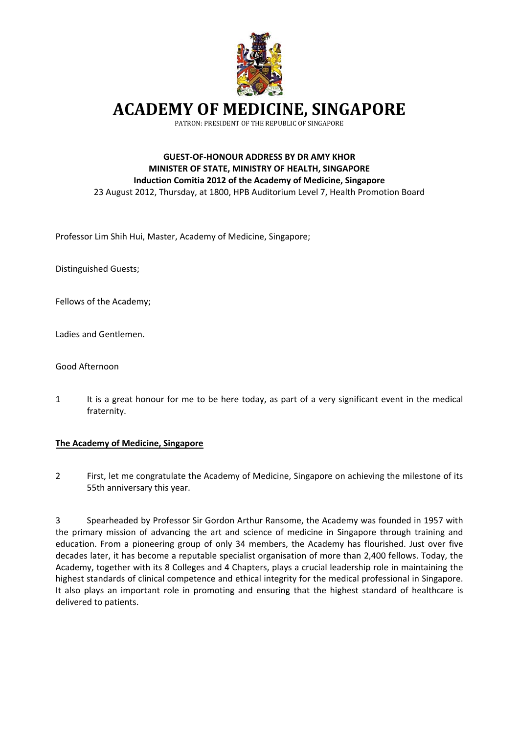# ACADEMY OF MEDICINE, SINGAPORE

PATRON: PRESIDENT OF THE REPUBLIC OF SINGAPORE

**GUEST-OF-HONOUR ADDRESS BY DR AMY KHOR**
**MINISTER OF STATE, MINISTRY OF HEALTH, SINGAPORE**
**Induction Comitia 2012 of the Academy of Medicine, Singapore**
23 August 2012, Thursday, at 1800, HPB Auditorium Level 7, Health Promotion Board

Professor Lim Shih Hui, Master, Academy of Medicine, Singapore;

Distinguished Guests;

Fellows of the Academy;

Ladies and Gentlemen.

Good Afternoon

1 It is a great honour for me to be here today, as part of a very significant event in the medical fraternity.

## The Academy of Medicine, Singapore

2 First, let me congratulate the Academy of Medicine, Singapore on achieving the milestone of its 55th anniversary this year.

3 Spearheaded by Professor Sir Gordon Arthur Ransome, the Academy was founded in 1957 with the primary mission of advancing the art and science of medicine in Singapore through training and education. From a pioneering group of only 34 members, the Academy has flourished. Just over five decades later, it has become a reputable specialist organisation of more than 2,400 fellows. Today, the Academy, together with its 8 Colleges and 4 Chapters, plays a crucial leadership role in maintaining the highest standards of clinical competence and ethical integrity for the medical professional in Singapore. It also plays an important role in promoting and ensuring that the highest standard of healthcare is delivered to patients.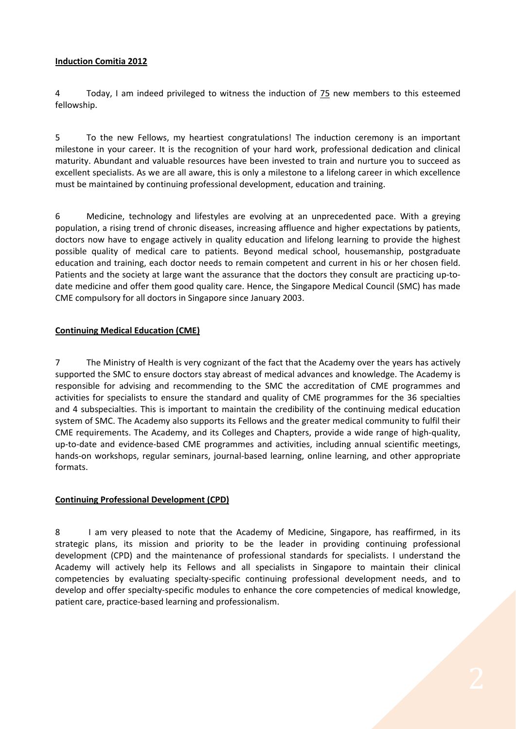**Induction Comitia 2012**

4 Today, I am indeed privileged to witness the induction of 75 new members to this esteemed fellowship.

5 To the new Fellows, my heartiest congratulations! The induction ceremony is an important milestone in your career. It is the recognition of your hard work, professional dedication and clinical maturity. Abundant and valuable resources have been invested to train and nurture you to succeed as excellent specialists. As we are all aware, this is only a milestone to a lifelong career in which excellence must be maintained by continuing professional development, education and training.

6 Medicine, technology and lifestyles are evolving at an unprecedented pace. With a greying population, a rising trend of chronic diseases, increasing affluence and higher expectations by patients, doctors now have to engage actively in quality education and lifelong learning to provide the highest possible quality of medical care to patients. Beyond medical school, housemanship, postgraduate education and training, each doctor needs to remain competent and current in his or her chosen field. Patients and the society at large want the assurance that the doctors they consult are practicing up-to-date medicine and offer them good quality care. Hence, the Singapore Medical Council (SMC) has made CME compulsory for all doctors in Singapore since January 2003.

**Continuing Medical Education (CME)**

7 The Ministry of Health is very cognizant of the fact that the Academy over the years has actively supported the SMC to ensure doctors stay abreast of medical advances and knowledge. The Academy is responsible for advising and recommending to the SMC the accreditation of CME programmes and activities for specialists to ensure the standard and quality of CME programmes for the 36 specialties and 4 subspecialties. This is important to maintain the credibility of the continuing medical education system of SMC. The Academy also supports its Fellows and the greater medical community to fulfil their CME requirements. The Academy, and its Colleges and Chapters, provide a wide range of high-quality, up-to-date and evidence-based CME programmes and activities, including annual scientific meetings, hands-on workshops, regular seminars, journal-based learning, online learning, and other appropriate formats.

**Continuing Professional Development (CPD)**

8 I am very pleased to note that the Academy of Medicine, Singapore, has reaffirmed, in its strategic plans, its mission and priority to be the leader in providing continuing professional development (CPD) and the maintenance of professional standards for specialists. I understand the Academy will actively help its Fellows and all specialists in Singapore to maintain their clinical competencies by evaluating specialty-specific continuing professional development needs, and to develop and offer specialty-specific modules to enhance the core competencies of medical knowledge, patient care, practice-based learning and professionalism.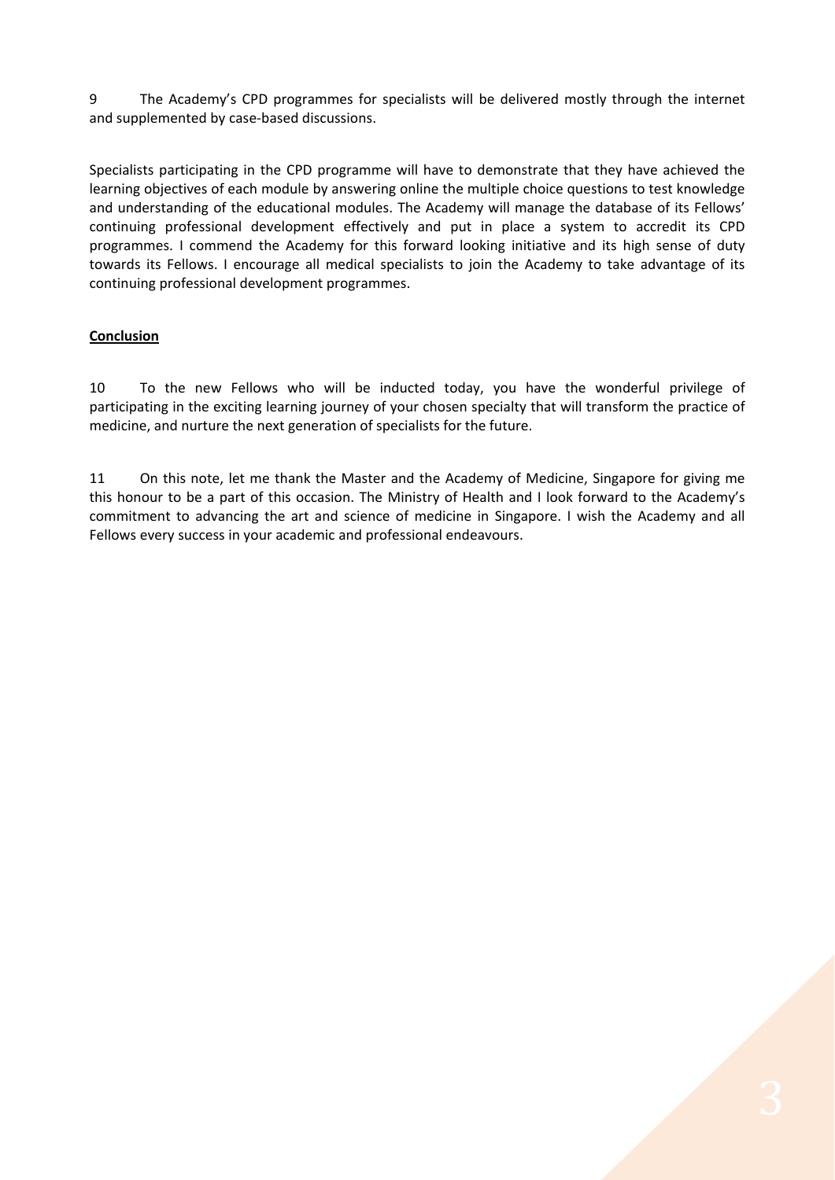9 The Academy's CPD programmes for specialists will be delivered mostly through the internet and supplemented by case-based discussions.

Specialists participating in the CPD programme will have to demonstrate that they have achieved the learning objectives of each module by answering online the multiple choice questions to test knowledge and understanding of the educational modules. The Academy will manage the database of its Fellows' continuing professional development effectively and put in place a system to accredit its CPD programmes. I commend the Academy for this forward looking initiative and its high sense of duty towards its Fellows. I encourage all medical specialists to join the Academy to take advantage of its continuing professional development programmes.

**Conclusion**

10 To the new Fellows who will be inducted today, you have the wonderful privilege of participating in the exciting learning journey of your chosen specialty that will transform the practice of medicine, and nurture the next generation of specialists for the future.

11 On this note, let me thank the Master and the Academy of Medicine, Singapore for giving me this honour to be a part of this occasion. The Ministry of Health and I look forward to the Academy's commitment to advancing the art and science of medicine in Singapore. I wish the Academy and all Fellows every success in your academic and professional endeavours.